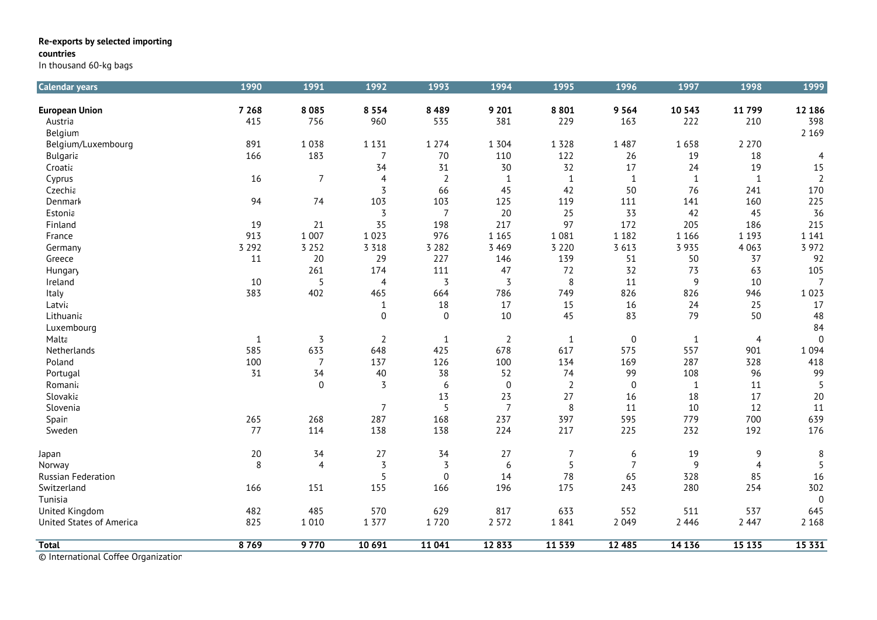**Re-exports by selected importing countries**

In thousand 60-kg bags

| Calendar years | 1990 | 1991 | 1992 | 1993 | 1994 | 1995 | 1996 | 1997 | 1998 | 1999 |
|---|---|---|---|---|---|---|---|---|---|---|
| **European Union** | **7 268** | **8 085** | **8 554** | **8 489** | **9 201** | **8 801** | **9 564** | **10 543** | **11 799** | **12 186** |
| Austria | 415 | 756 | 960 | 535 | 381 | 229 | 163 | 222 | 210 | 398 |
| Belgium | | | | | | | | | | 2 169 |
| Belgium/Luxembourg | 891 | 1 038 | 1 131 | 1 274 | 1 304 | 1 328 | 1 487 | 1 658 | 2 270 | |
| Bulgaria | 166 | 183 | 7 | 70 | 110 | 122 | 26 | 19 | 18 | 4 |
| Croatia | | | 34 | 31 | 30 | 32 | 17 | 24 | 19 | 15 |
| Cyprus | 16 | 7 | 4 | 2 | 1 | 1 | 1 | 1 | 1 | 2 |
| Czechia | | | 3 | 66 | 45 | 42 | 50 | 76 | 241 | 170 |
| Denmark | 94 | 74 | 103 | 103 | 125 | 119 | 111 | 141 | 160 | 225 |
| Estonia | | | 3 | 7 | 20 | 25 | 33 | 42 | 45 | 36 |
| Finland | 19 | 21 | 35 | 198 | 217 | 97 | 172 | 205 | 186 | 215 |
| France | 913 | 1 007 | 1 023 | 976 | 1 165 | 1 081 | 1 182 | 1 166 | 1 193 | 1 141 |
| Germany | 3 292 | 3 252 | 3 318 | 3 282 | 3 469 | 3 220 | 3 613 | 3 935 | 4 063 | 3 972 |
| Greece | 11 | 20 | 29 | 227 | 146 | 139 | 51 | 50 | 37 | 92 |
| Hungary | | 261 | 174 | 111 | 47 | 72 | 32 | 73 | 63 | 105 |
| Ireland | 10 | 5 | 4 | 3 | 3 | 8 | 11 | 9 | 10 | 7 |
| Italy | 383 | 402 | 465 | 664 | 786 | 749 | 826 | 826 | 946 | 1 023 |
| Latvia | | | 1 | 18 | 17 | 15 | 16 | 24 | 25 | 17 |
| Lithuania | | | 0 | 0 | 10 | 45 | 83 | 79 | 50 | 48 |
| Luxembourg | | | | | | | | | | 84 |
| Malta | 1 | 3 | 2 | 1 | 2 | 1 | 0 | 1 | 4 | 0 |
| Netherlands | 585 | 633 | 648 | 425 | 678 | 617 | 575 | 557 | 901 | 1 094 |
| Poland | 100 | 7 | 137 | 126 | 100 | 134 | 169 | 287 | 328 | 418 |
| Portugal | 31 | 34 | 40 | 38 | 52 | 74 | 99 | 108 | 96 | 99 |
| Romania | | 0 | 3 | 6 | 0 | 2 | 0 | 1 | 11 | 5 |
| Slovakia | | | | 13 | 23 | 27 | 16 | 18 | 17 | 20 |
| Slovenia | | | 7 | 5 | 7 | 8 | 11 | 10 | 12 | 11 |
| Spain | 265 | 268 | 287 | 168 | 237 | 397 | 595 | 779 | 700 | 639 |
| Sweden | 77 | 114 | 138 | 138 | 224 | 217 | 225 | 232 | 192 | 176 |
| Japan | 20 | 34 | 27 | 34 | 27 | 7 | 6 | 19 | 9 | 8 |
| Norway | 8 | 4 | 3 | 3 | 6 | 5 | 7 | 9 | 4 | 5 |
| Russian Federation | | | 5 | 0 | 14 | 78 | 65 | 328 | 85 | 16 |
| Switzerland | 166 | 151 | 155 | 166 | 196 | 175 | 243 | 280 | 254 | 302 |
| Tunisia | | | | | | | | | | 0 |
| United Kingdom | 482 | 485 | 570 | 629 | 817 | 633 | 552 | 511 | 537 | 645 |
| United States of America | 825 | 1 010 | 1 377 | 1 720 | 2 572 | 1 841 | 2 049 | 2 446 | 2 447 | 2 168 |
| **Total** | **8 769** | **9 770** | **10 691** | **11 041** | **12 833** | **11 539** | **12 485** | **14 136** | **15 135** | **15 331** |

© International Coffee Organization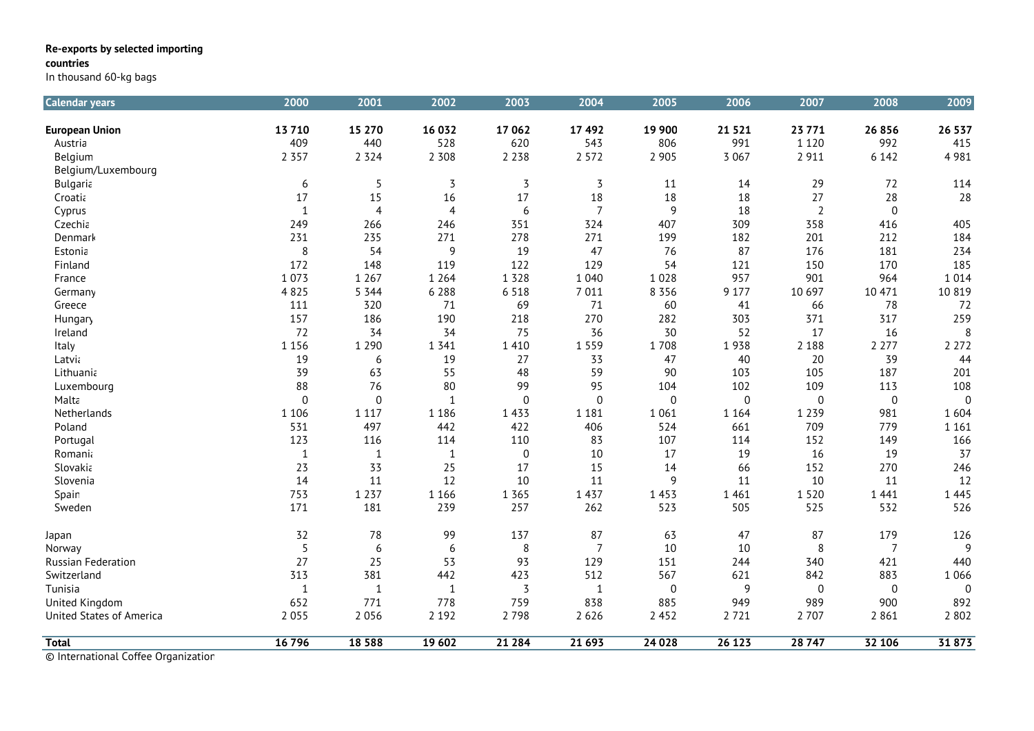**Re-exports by selected importing countries**
In thousand 60-kg bags

| Calendar years | 2000 | 2001 | 2002 | 2003 | 2004 | 2005 | 2006 | 2007 | 2008 | 2009 |
|---|---|---|---|---|---|---|---|---|---|---|
| **European Union** | **13 710** | **15 270** | **16 032** | **17 062** | **17 492** | **19 900** | **21 521** | **23 771** | **26 856** | **26 537** |
| Austria | 409 | 440 | 528 | 620 | 543 | 806 | 991 | 1 120 | 992 | 415 |
| Belgium | 2 357 | 2 324 | 2 308 | 2 238 | 2 572 | 2 905 | 3 067 | 2 911 | 6 142 | 4 981 |
| Belgium/Luxembourg | | | | | | | | | | |
| Bulgaria | 6 | 5 | 3 | 3 | 3 | 11 | 14 | 29 | 72 | 114 |
| Croatia | 17 | 15 | 16 | 17 | 18 | 18 | 18 | 27 | 28 | 28 |
| Cyprus | 1 | 4 | 4 | 6 | 7 | 9 | 18 | 2 | 0 | |
| Czechia | 249 | 266 | 246 | 351 | 324 | 407 | 309 | 358 | 416 | 405 |
| Denmark | 231 | 235 | 271 | 278 | 271 | 199 | 182 | 201 | 212 | 184 |
| Estonia | 8 | 54 | 9 | 19 | 47 | 76 | 87 | 176 | 181 | 234 |
| Finland | 172 | 148 | 119 | 122 | 129 | 54 | 121 | 150 | 170 | 185 |
| France | 1 073 | 1 267 | 1 264 | 1 328 | 1 040 | 1 028 | 957 | 901 | 964 | 1 014 |
| Germany | 4 825 | 5 344 | 6 288 | 6 518 | 7 011 | 8 356 | 9 177 | 10 697 | 10 471 | 10 819 |
| Greece | 111 | 320 | 71 | 69 | 71 | 60 | 41 | 66 | 78 | 72 |
| Hungary | 157 | 186 | 190 | 218 | 270 | 282 | 303 | 371 | 317 | 259 |
| Ireland | 72 | 34 | 34 | 75 | 36 | 30 | 52 | 17 | 16 | 8 |
| Italy | 1 156 | 1 290 | 1 341 | 1 410 | 1 559 | 1 708 | 1 938 | 2 188 | 2 277 | 2 272 |
| Latvia | 19 | 6 | 19 | 27 | 33 | 47 | 40 | 20 | 39 | 44 |
| Lithuania | 39 | 63 | 55 | 48 | 59 | 90 | 103 | 105 | 187 | 201 |
| Luxembourg | 88 | 76 | 80 | 99 | 95 | 104 | 102 | 109 | 113 | 108 |
| Malta | 0 | 0 | 1 | 0 | 0 | 0 | 0 | 0 | 0 | 0 |
| Netherlands | 1 106 | 1 117 | 1 186 | 1 433 | 1 181 | 1 061 | 1 164 | 1 239 | 981 | 1 604 |
| Poland | 531 | 497 | 442 | 422 | 406 | 524 | 661 | 709 | 779 | 1 161 |
| Portugal | 123 | 116 | 114 | 110 | 83 | 107 | 114 | 152 | 149 | 166 |
| Romania | 1 | 1 | 1 | 0 | 10 | 17 | 19 | 16 | 19 | 37 |
| Slovakia | 23 | 33 | 25 | 17 | 15 | 14 | 66 | 152 | 270 | 246 |
| Slovenia | 14 | 11 | 12 | 10 | 11 | 9 | 11 | 10 | 11 | 12 |
| Spain | 753 | 1 237 | 1 166 | 1 365 | 1 437 | 1 453 | 1 461 | 1 520 | 1 441 | 1 445 |
| Sweden | 171 | 181 | 239 | 257 | 262 | 523 | 505 | 525 | 532 | 526 |
| Japan | 32 | 78 | 99 | 137 | 87 | 63 | 47 | 87 | 179 | 126 |
| Norway | 5 | 6 | 6 | 8 | 7 | 10 | 10 | 8 | 7 | 9 |
| Russian Federation | 27 | 25 | 53 | 93 | 129 | 151 | 244 | 340 | 421 | 440 |
| Switzerland | 313 | 381 | 442 | 423 | 512 | 567 | 621 | 842 | 883 | 1 066 |
| Tunisia | 1 | 1 | 1 | 3 | 1 | 0 | 9 | 0 | 0 | 0 |
| United Kingdom | 652 | 771 | 778 | 759 | 838 | 885 | 949 | 989 | 900 | 892 |
| United States of America | 2 055 | 2 056 | 2 192 | 2 798 | 2 626 | 2 452 | 2 721 | 2 707 | 2 861 | 2 802 |
| **Total** | **16 796** | **18 588** | **19 602** | **21 284** | **21 693** | **24 028** | **26 123** | **28 747** | **32 106** | **31 873** |

© International Coffee Organization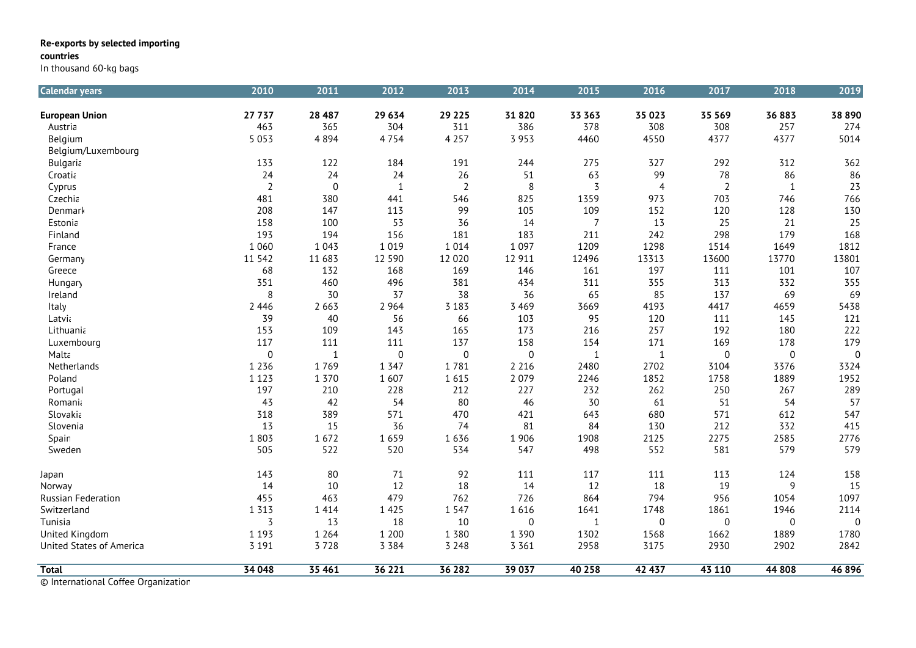**Re-exports by selected importing countries**

In thousand 60-kg bags

| Calendar years | 2010 | 2011 | 2012 | 2013 | 2014 | 2015 | 2016 | 2017 | 2018 | 2019 |
|---|---|---|---|---|---|---|---|---|---|---|
| **European Union** | **27 737** | **28 487** | **29 634** | **29 225** | **31 820** | **33 363** | **35 023** | **35 569** | **36 883** | **38 890** |
| Austria | 463 | 365 | 304 | 311 | 386 | 378 | 308 | 308 | 257 | 274 |
| Belgium | 5 053 | 4 894 | 4 754 | 4 257 | 3 953 | 4460 | 4550 | 4377 | 4377 | 5014 |
| Belgium/Luxembourg | | | | | | | | | | |
| Bulgaria | 133 | 122 | 184 | 191 | 244 | 275 | 327 | 292 | 312 | 362 |
| Croatia | 24 | 24 | 24 | 26 | 51 | 63 | 99 | 78 | 86 | 86 |
| Cyprus | 2 | 0 | 1 | 2 | 8 | 3 | 4 | 2 | 1 | 23 |
| Czechia | 481 | 380 | 441 | 546 | 825 | 1359 | 973 | 703 | 746 | 766 |
| Denmark | 208 | 147 | 113 | 99 | 105 | 109 | 152 | 120 | 128 | 130 |
| Estonia | 158 | 100 | 53 | 36 | 14 | 7 | 13 | 25 | 21 | 25 |
| Finland | 193 | 194 | 156 | 181 | 183 | 211 | 242 | 298 | 179 | 168 |
| France | 1 060 | 1 043 | 1 019 | 1 014 | 1 097 | 1209 | 1298 | 1514 | 1649 | 1812 |
| Germany | 11 542 | 11 683 | 12 590 | 12 020 | 12 911 | 12496 | 13313 | 13600 | 13770 | 13801 |
| Greece | 68 | 132 | 168 | 169 | 146 | 161 | 197 | 111 | 101 | 107 |
| Hungary | 351 | 460 | 496 | 381 | 434 | 311 | 355 | 313 | 332 | 355 |
| Ireland | 8 | 30 | 37 | 38 | 36 | 65 | 85 | 137 | 69 | 69 |
| Italy | 2 446 | 2 663 | 2 964 | 3 183 | 3 469 | 3669 | 4193 | 4417 | 4659 | 5438 |
| Latvia | 39 | 40 | 56 | 66 | 103 | 95 | 120 | 111 | 145 | 121 |
| Lithuania | 153 | 109 | 143 | 165 | 173 | 216 | 257 | 192 | 180 | 222 |
| Luxembourg | 117 | 111 | 111 | 137 | 158 | 154 | 171 | 169 | 178 | 179 |
| Malta | 0 | 1 | 0 | 0 | 0 | 1 | 1 | 0 | 0 | 0 |
| Netherlands | 1 236 | 1 769 | 1 347 | 1 781 | 2 216 | 2480 | 2702 | 3104 | 3376 | 3324 |
| Poland | 1 123 | 1 370 | 1 607 | 1 615 | 2 079 | 2246 | 1852 | 1758 | 1889 | 1952 |
| Portugal | 197 | 210 | 228 | 212 | 227 | 232 | 262 | 250 | 267 | 289 |
| Romania | 43 | 42 | 54 | 80 | 46 | 30 | 61 | 51 | 54 | 57 |
| Slovakia | 318 | 389 | 571 | 470 | 421 | 643 | 680 | 571 | 612 | 547 |
| Slovenia | 13 | 15 | 36 | 74 | 81 | 84 | 130 | 212 | 332 | 415 |
| Spain | 1 803 | 1 672 | 1 659 | 1 636 | 1 906 | 1908 | 2125 | 2275 | 2585 | 2776 |
| Sweden | 505 | 522 | 520 | 534 | 547 | 498 | 552 | 581 | 579 | 579 |
| Japan | 143 | 80 | 71 | 92 | 111 | 117 | 111 | 113 | 124 | 158 |
| Norway | 14 | 10 | 12 | 18 | 14 | 12 | 18 | 19 | 9 | 15 |
| Russian Federation | 455 | 463 | 479 | 762 | 726 | 864 | 794 | 956 | 1054 | 1097 |
| Switzerland | 1 313 | 1 414 | 1 425 | 1 547 | 1 616 | 1641 | 1748 | 1861 | 1946 | 2114 |
| Tunisia | 3 | 13 | 18 | 10 | 0 | 1 | 0 | 0 | 0 | 0 |
| United Kingdom | 1 193 | 1 264 | 1 200 | 1 380 | 1 390 | 1302 | 1568 | 1662 | 1889 | 1780 |
| United States of America | 3 191 | 3 728 | 3 384 | 3 248 | 3 361 | 2958 | 3175 | 2930 | 2902 | 2842 |
| **Total** | **34 048** | **35 461** | **36 221** | **36 282** | **39 037** | **40 258** | **42 437** | **43 110** | **44 808** | **46 896** |

© International Coffee Organization